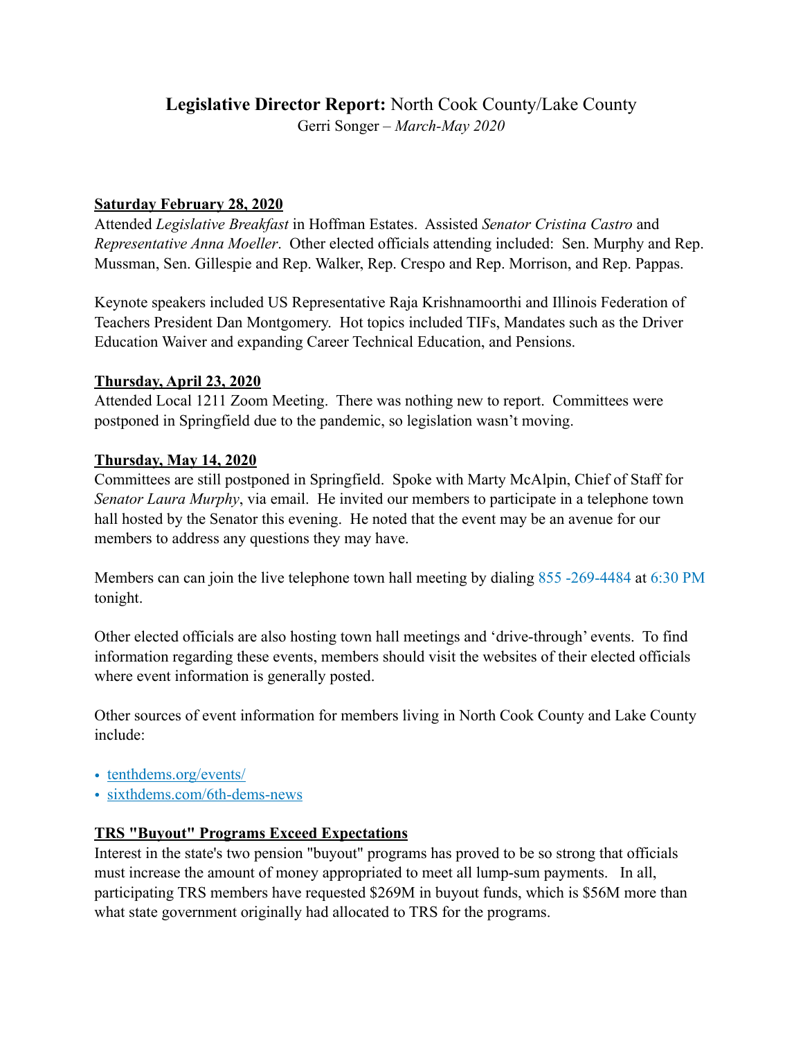# **Legislative Director Report:** North Cook County/Lake County

Gerri Songer – *March-May 2020*

**<u>Saturday February 28, 2020</u>**

Attended *Legislative Breakfast* in Hoffman Estates. Assisted *Senator Cristina Castro* and *Representative Anna Moeller*. Other elected officials attending included: Sen. Murphy and Rep. Mussman, Sen. Gillespie and Rep. Walker, Rep. Crespo and Rep. Morrison, and Rep. Pappas.

Keynote speakers included US Representative Raja Krishnamoorthi and Illinois Federation of Teachers President Dan Montgomery. Hot topics included TIFs, Mandates such as the Driver Education Waiver and expanding Career Technical Education, and Pensions.

**<u>Thursday, April 23, 2020</u>**

Attended Local 1211 Zoom Meeting. There was nothing new to report. Committees were postponed in Springfield due to the pandemic, so legislation wasn't moving.

**<u>Thursday, May 14, 2020</u>**

Committees are still postponed in Springfield. Spoke with Marty McAlpin, Chief of Staff for *Senator Laura Murphy*, via email. He invited our members to participate in a telephone town hall hosted by the Senator this evening. He noted that the event may be an avenue for our members to address any questions they may have.

Members can can join the live telephone town hall meeting by dialing 855 -269-4484 at 6:30 PM tonight.

Other elected officials are also hosting town hall meetings and 'drive-through' events. To find information regarding these events, members should visit the websites of their elected officials where event information is generally posted.

Other sources of event information for members living in North Cook County and Lake County include:

- tenthdems.org/events/
- sixthdems.com/6th-dems-news

**<u>TRS "Buyout" Programs Exceed Expectations</u>**

Interest in the state's two pension "buyout" programs has proved to be so strong that officials must increase the amount of money appropriated to meet all lump-sum payments. In all, participating TRS members have requested $269M in buyout funds, which is $56M more than what state government originally had allocated to TRS for the programs.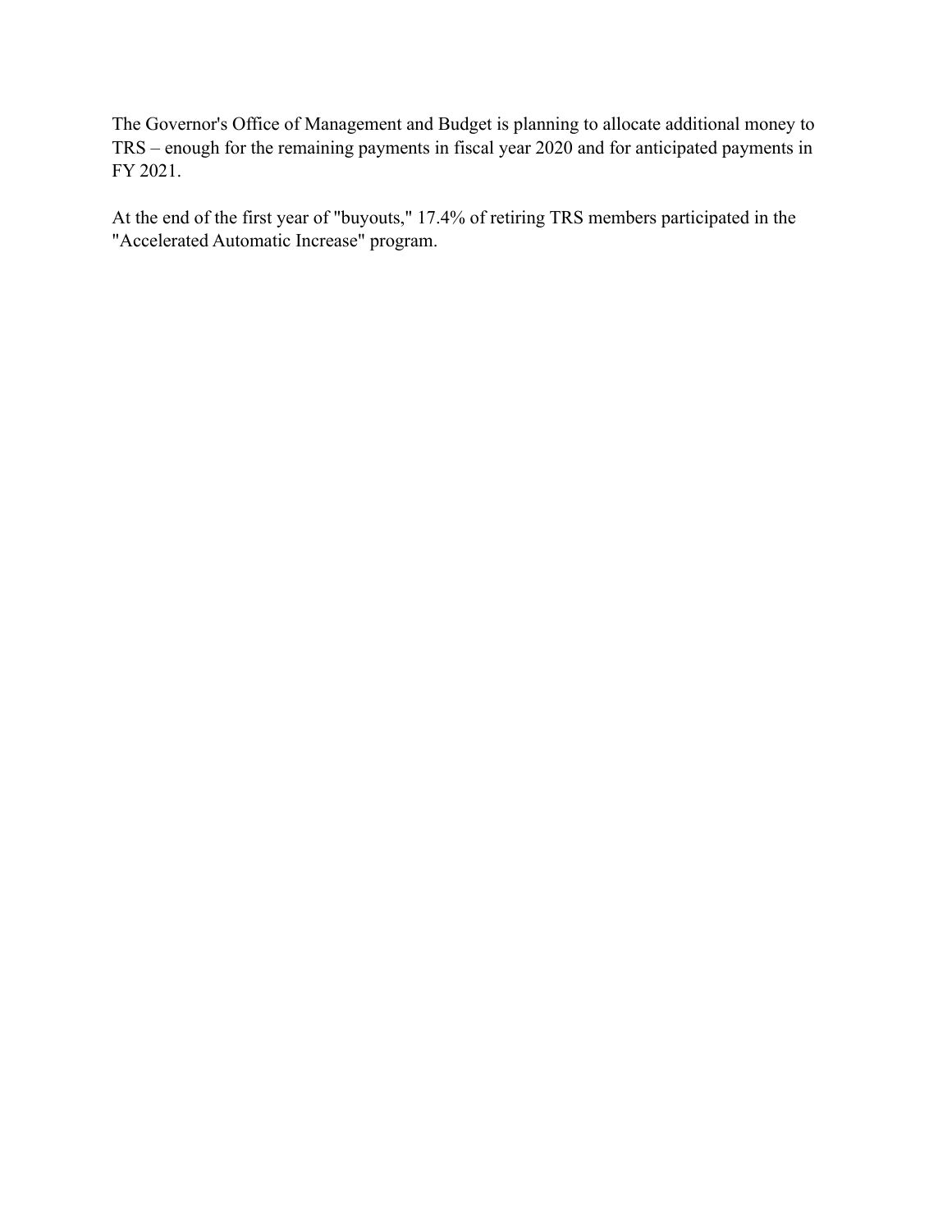The Governor's Office of Management and Budget is planning to allocate additional money to TRS – enough for the remaining payments in fiscal year 2020 and for anticipated payments in FY 2021.

At the end of the first year of "buyouts," 17.4% of retiring TRS members participated in the "Accelerated Automatic Increase" program.